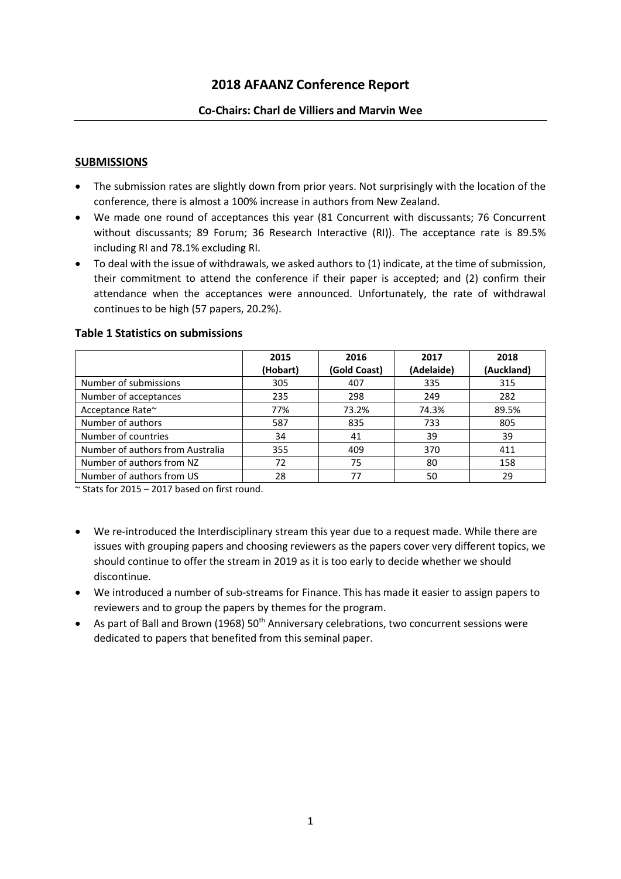# 2018 AFAANZ Conference Report

**Co-Chairs: Charl de Villiers and Marvin Wee**

## SUBMISSIONS

- The submission rates are slightly down from prior years. Not surprisingly with the location of the conference, there is almost a 100% increase in authors from New Zealand.
- We made one round of acceptances this year (81 Concurrent with discussants; 76 Concurrent without discussants; 89 Forum; 36 Research Interactive (RI)). The acceptance rate is 89.5% including RI and 78.1% excluding RI.
- To deal with the issue of withdrawals, we asked authors to (1) indicate, at the time of submission, their commitment to attend the conference if their paper is accepted; and (2) confirm their attendance when the acceptances were announced. Unfortunately, the rate of withdrawal continues to be high (57 papers, 20.2%).

### Table 1 Statistics on submissions

| | 2015 (Hobart) | 2016 (Gold Coast) | 2017 (Adelaide) | 2018 (Auckland) |
|---|---|---|---|---|
| Number of submissions | 305 | 407 | 335 | 315 |
| Number of acceptances | 235 | 298 | 249 | 282 |
| Acceptance Rate~ | 77% | 73.2% | 74.3% | 89.5% |
| Number of authors | 587 | 835 | 733 | 805 |
| Number of countries | 34 | 41 | 39 | 39 |
| Number of authors from Australia | 355 | 409 | 370 | 411 |
| Number of authors from NZ | 72 | 75 | 80 | 158 |
| Number of authors from US | 28 | 77 | 50 | 29 |

~ Stats for 2015 – 2017 based on first round.

- We re-introduced the Interdisciplinary stream this year due to a request made. While there are issues with grouping papers and choosing reviewers as the papers cover very different topics, we should continue to offer the stream in 2019 as it is too early to decide whether we should discontinue.
- We introduced a number of sub-streams for Finance. This has made it easier to assign papers to reviewers and to group the papers by themes for the program.
- As part of Ball and Brown (1968) 50th Anniversary celebrations, two concurrent sessions were dedicated to papers that benefited from this seminal paper.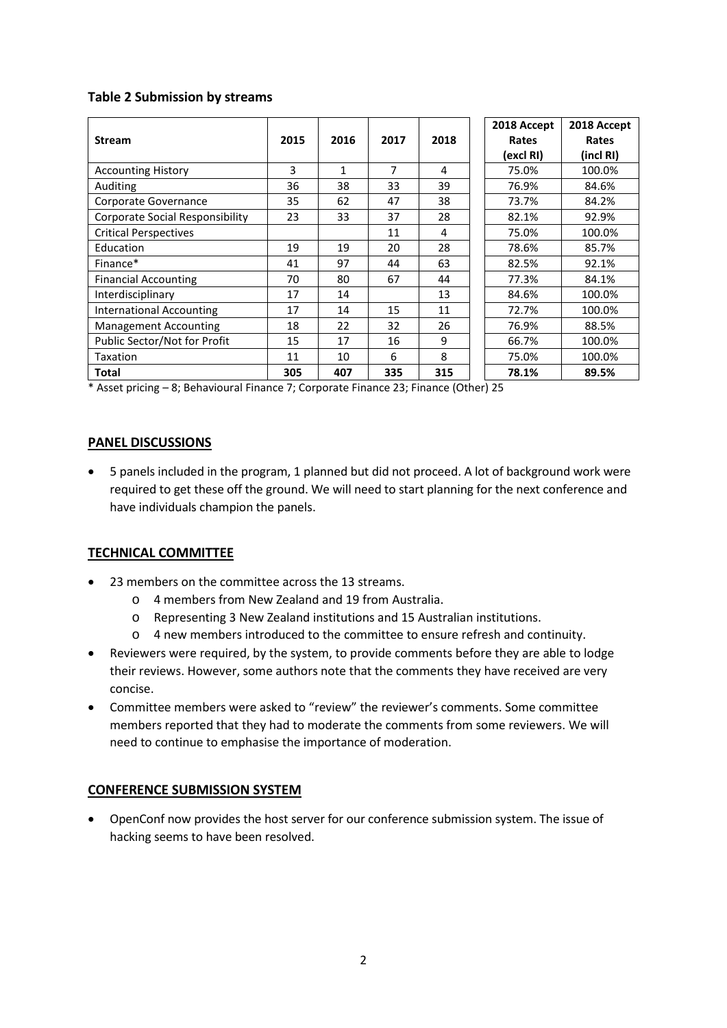**Table 2 Submission by streams**

| Stream | 2015 | 2016 | 2017 | 2018 | 2018 Accept Rates (excl RI) | 2018 Accept Rates (incl RI) |
|---|---|---|---|---|---|---|
| Accounting History | 3 | 1 | 7 | 4 | 75.0% | 100.0% |
| Auditing | 36 | 38 | 33 | 39 | 76.9% | 84.6% |
| Corporate Governance | 35 | 62 | 47 | 38 | 73.7% | 84.2% |
| Corporate Social Responsibility | 23 | 33 | 37 | 28 | 82.1% | 92.9% |
| Critical Perspectives | | | 11 | 4 | 75.0% | 100.0% |
| Education | 19 | 19 | 20 | 28 | 78.6% | 85.7% |
| Finance* | 41 | 97 | 44 | 63 | 82.5% | 92.1% |
| Financial Accounting | 70 | 80 | 67 | 44 | 77.3% | 84.1% |
| Interdisciplinary | 17 | 14 | | 13 | 84.6% | 100.0% |
| International Accounting | 17 | 14 | 15 | 11 | 72.7% | 100.0% |
| Management Accounting | 18 | 22 | 32 | 26 | 76.9% | 88.5% |
| Public Sector/Not for Profit | 15 | 17 | 16 | 9 | 66.7% | 100.0% |
| Taxation | 11 | 10 | 6 | 8 | 75.0% | 100.0% |
| **Total** | **305** | **407** | **335** | **315** | **78.1%** | **89.5%** |

* Asset pricing – 8; Behavioural Finance 7; Corporate Finance 23; Finance (Other) 25

## PANEL DISCUSSIONS

- 5 panels included in the program, 1 planned but did not proceed. A lot of background work were required to get these off the ground. We will need to start planning for the next conference and have individuals champion the panels.

## TECHNICAL COMMITTEE

- 23 members on the committee across the 13 streams.
  - 4 members from New Zealand and 19 from Australia.
  - Representing 3 New Zealand institutions and 15 Australian institutions.
  - 4 new members introduced to the committee to ensure refresh and continuity.
- Reviewers were required, by the system, to provide comments before they are able to lodge their reviews. However, some authors note that the comments they have received are very concise.
- Committee members were asked to "review" the reviewer's comments. Some committee members reported that they had to moderate the comments from some reviewers. We will need to continue to emphasise the importance of moderation.

## CONFERENCE SUBMISSION SYSTEM

- OpenConf now provides the host server for our conference submission system. The issue of hacking seems to have been resolved.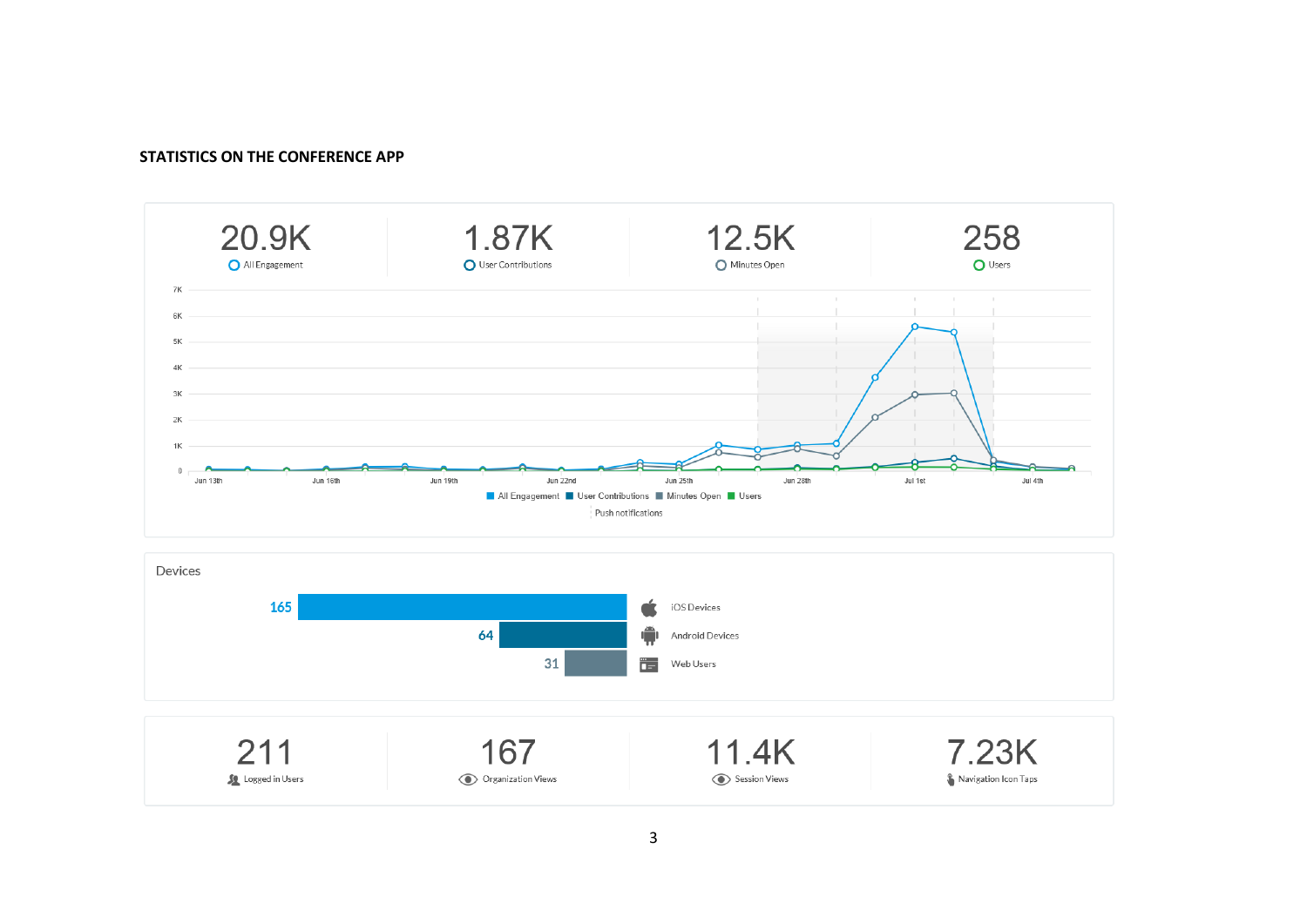**STATISTICS ON THE CONFERENCE APP**

20.9K
All Engagement

1.87K
User Contributions

12.5K
Minutes Open

258
Users

7K
6K
5K
4K
3K
2K
1K
0

Jun 13th
Jun 16th
Jun 19th
Jun 22nd
Jun 25th
Jun 28th
Jul 1st
Jul 4th

All Engagement
User Contributions
Minutes Open
Users

Push notifications

Devices

165 iOS Devices

64 Android Devices

31 Web Users

211
Logged in Users

167
Organization Views

11.4K
Session Views

7.23K
Navigation Icon Taps